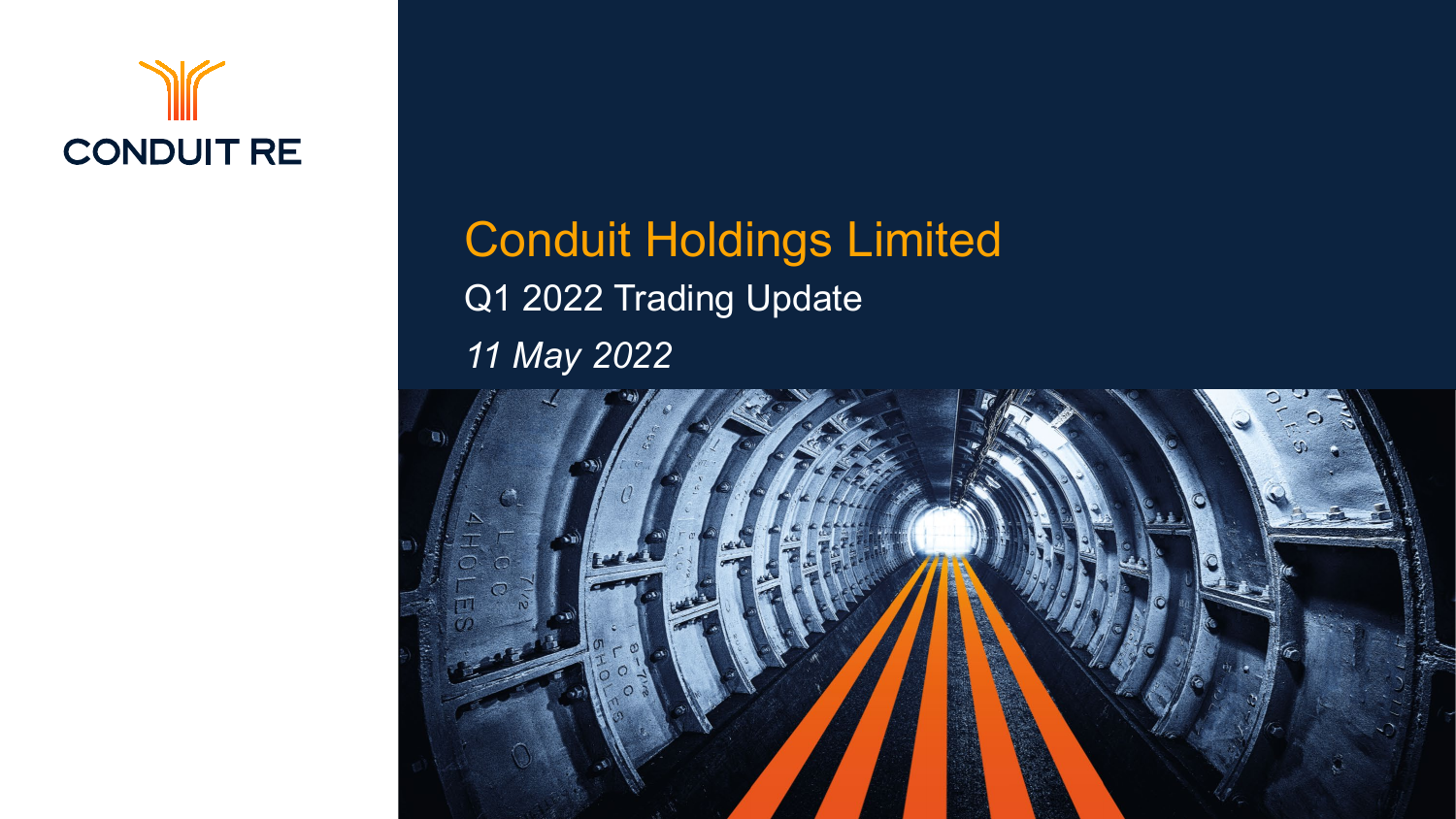CONDUIT RE

# Conduit Holdings Limited

## Q1 2022 Trading Update

*11 May 2022*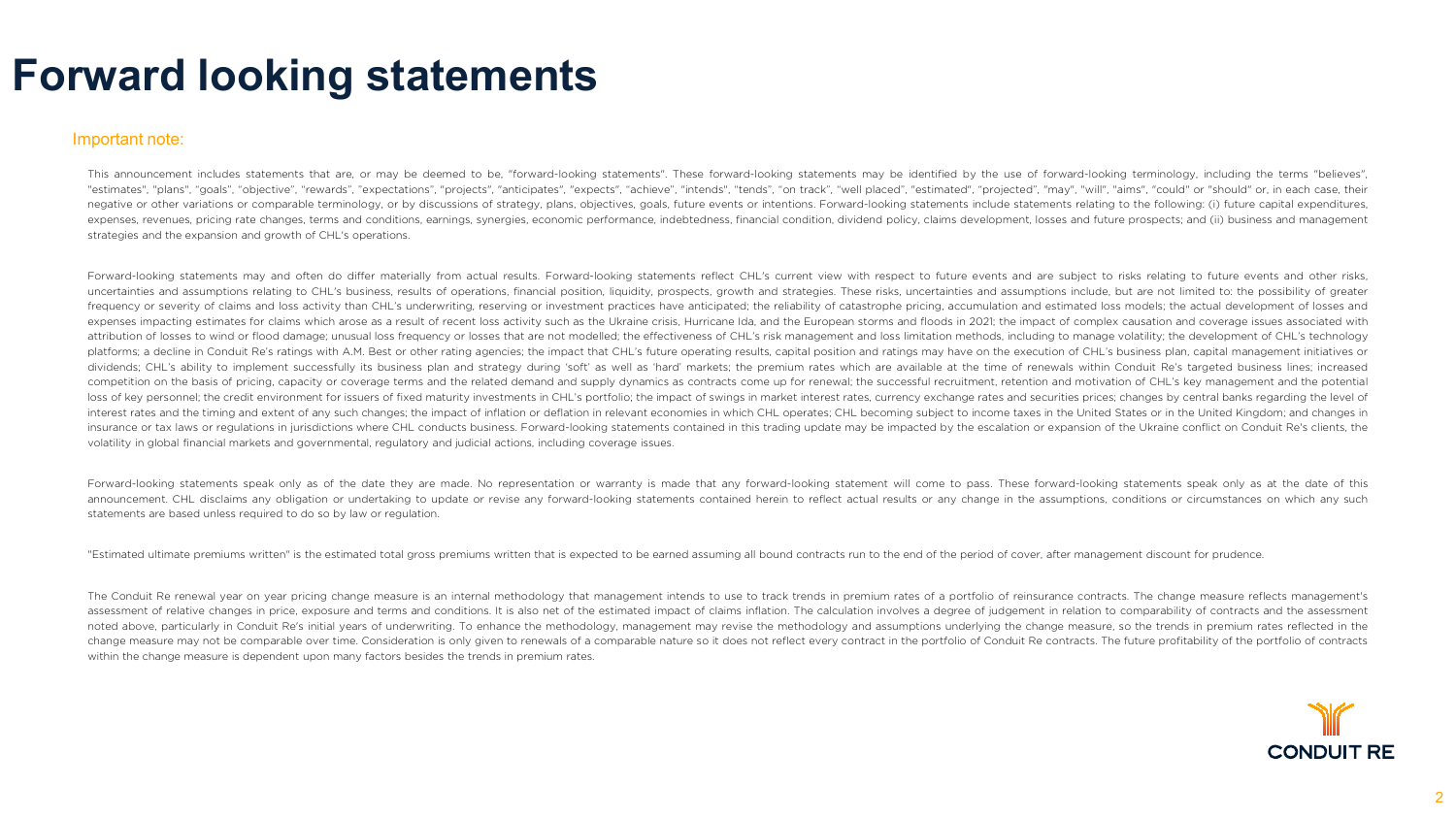# Forward looking statements

## Important note:

This announcement includes statements that are, or may be deemed to be, "forward-looking statements". These forward-looking statements may be identified by the use of forward-looking terminology, including the terms "believes", "estimates", "plans", "goals", "objective", "rewards", "expectations", "projects", "anticipates", "expects", "achieve", "intends", "tends", "on track", "well placed", "estimated", "projected", "may", "will", "aims", "could" or "should" or, in each case, their negative or other variations or comparable terminology, or by discussions of strategy, plans, objectives, goals, future events or intentions. Forward-looking statements include statements relating to the following: (i) future capital expenditures, expenses, revenues, pricing rate changes, terms and conditions, earnings, synergies, economic performance, indebtedness, financial condition, dividend policy, claims development, losses and future prospects; and (ii) business and management strategies and the expansion and growth of CHL's operations.

Forward-looking statements may and often do differ materially from actual results. Forward-looking statements reflect CHL's current view with respect to future events and are subject to risks relating to future events and other risks, uncertainties and assumptions relating to CHL's business, results of operations, financial position, liquidity, prospects, growth and strategies. These risks, uncertainties and assumptions include, but are not limited to: the possibility of greater frequency or severity of claims and loss activity than CHL's underwriting, reserving or investment practices have anticipated; the reliability of catastrophe pricing, accumulation and estimated loss models; the actual development of losses and expenses impacting estimates for claims which arose as a result of recent loss activity such as the Ukraine crisis, Hurricane Ida, and the European storms and floods in 2021; the impact of complex causation and coverage issues associated with attribution of losses to wind or flood damage; unusual loss frequency or losses that are not modelled; the effectiveness of CHL's risk management and loss limitation methods, including to manage volatility; the development of CHL's technology platforms; a decline in Conduit Re's ratings with A.M. Best or other rating agencies; the impact that CHL's future operating results, capital position and ratings may have on the execution of CHL's business plan, capital management initiatives or dividends; CHL's ability to implement successfully its business plan and strategy during 'soft' as well as 'hard' markets; the premium rates which are available at the time of renewals within Conduit Re's targeted business lines; increased competition on the basis of pricing, capacity or coverage terms and the related demand and supply dynamics as contracts come up for renewal; the successful recruitment, retention and motivation of CHL's key management and the potential loss of key personnel; the credit environment for issuers of fixed maturity investments in CHL's portfolio; the impact of swings in market interest rates, currency exchange rates and securities prices; changes by central banks regarding the level of interest rates and the timing and extent of any such changes; the impact of inflation or deflation in relevant economies in which CHL operates; CHL becoming subject to income taxes in the United States or in the United Kingdom; and changes in insurance or tax laws or regulations in jurisdictions where CHL conducts business. Forward-looking statements contained in this trading update may be impacted by the escalation or expansion of the Ukraine conflict on Conduit Re's clients, the volatility in global financial markets and governmental, regulatory and judicial actions, including coverage issues.

Forward-looking statements speak only as of the date they are made. No representation or warranty is made that any forward-looking statement will come to pass. These forward-looking statements speak only as at the date of this announcement. CHL disclaims any obligation or undertaking to update or revise any forward-looking statements contained herein to reflect actual results or any change in the assumptions, conditions or circumstances on which any such statements are based unless required to do so by law or regulation.

"Estimated ultimate premiums written" is the estimated total gross premiums written that is expected to be earned assuming all bound contracts run to the end of the period of cover, after management discount for prudence.

The Conduit Re renewal year on year pricing change measure is an internal methodology that management intends to use to track trends in premium rates of a portfolio of reinsurance contracts. The change measure reflects management's assessment of relative changes in price, exposure and terms and conditions. It is also net of the estimated impact of claims inflation. The calculation involves a degree of judgement in relation to comparability of contracts and the assessment noted above, particularly in Conduit Re's initial years of underwriting. To enhance the methodology, management may revise the methodology and assumptions underlying the change measure, so the trends in premium rates reflected in the change measure may not be comparable over time. Consideration is only given to renewals of a comparable nature so it does not reflect every contract in the portfolio of Conduit Re contracts. The future profitability of the portfolio of contracts within the change measure is dependent upon many factors besides the trends in premium rates.

CONDUIT RE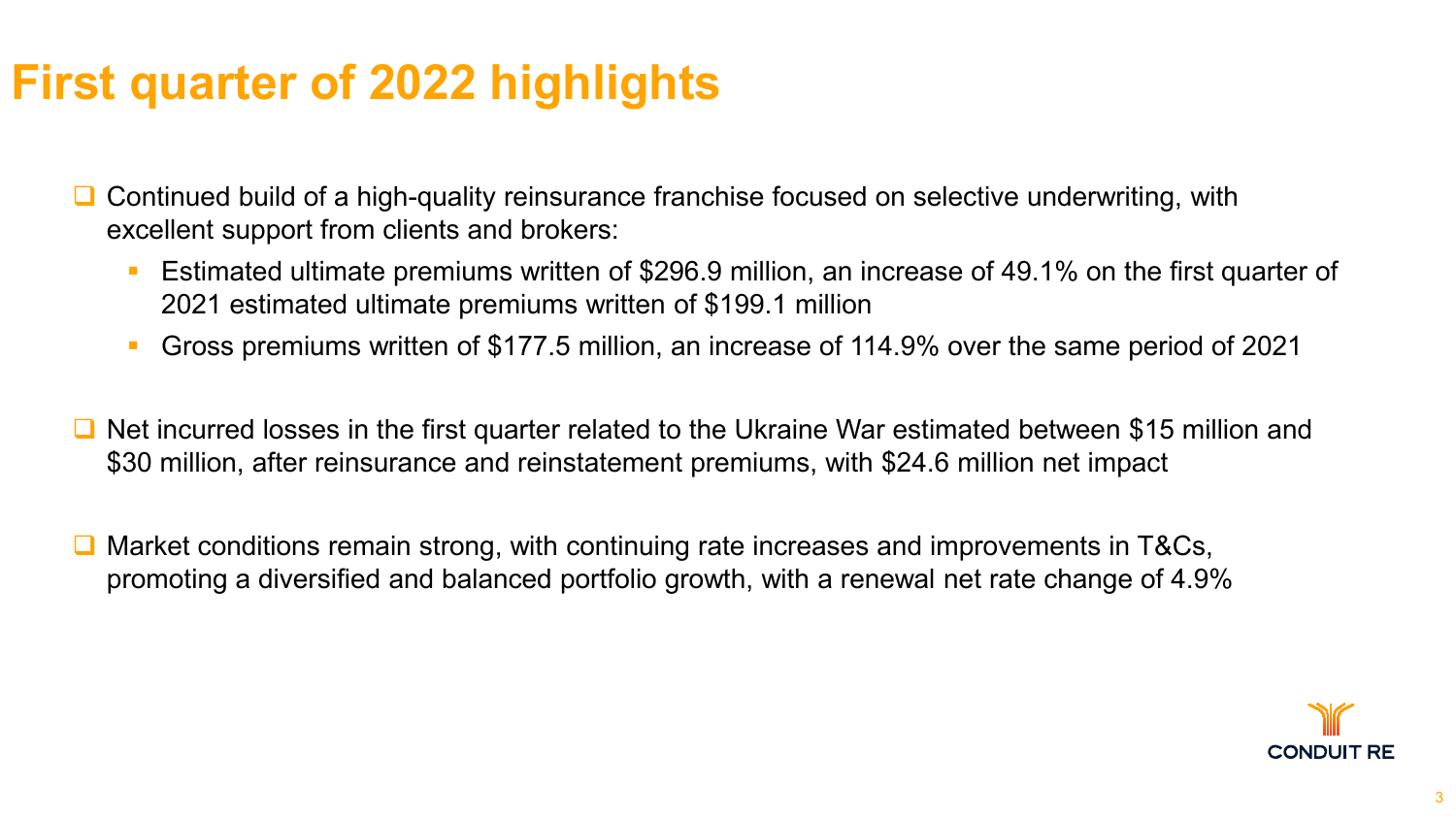# First quarter of 2022 highlights

- Continued build of a high-quality reinsurance franchise focused on selective underwriting, with excellent support from clients and brokers:
  - Estimated ultimate premiums written of $296.9 million, an increase of 49.1% on the first quarter of 2021 estimated ultimate premiums written of $199.1 million
  - Gross premiums written of $177.5 million, an increase of 114.9% over the same period of 2021
- Net incurred losses in the first quarter related to the Ukraine War estimated between $15 million and $30 million, after reinsurance and reinstatement premiums, with $24.6 million net impact
- Market conditions remain strong, with continuing rate increases and improvements in T&Cs, promoting a diversified and balanced portfolio growth, with a renewal net rate change of 4.9%

CONDUIT RE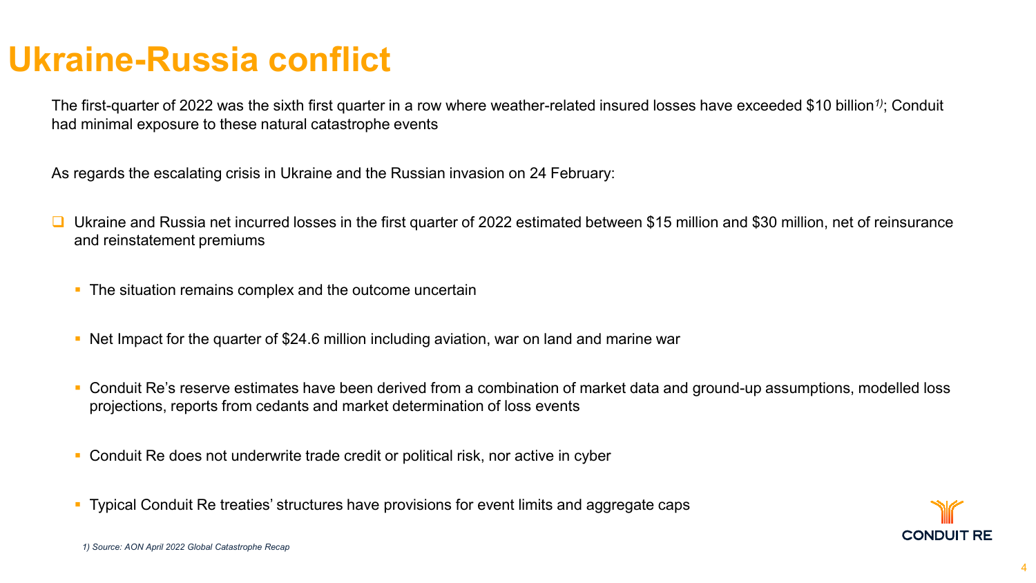# Ukraine-Russia conflict

The first-quarter of 2022 was the sixth first quarter in a row where weather-related insured losses have exceeded $10 billion[1]; Conduit had minimal exposure to these natural catastrophe events

As regards the escalating crisis in Ukraine and the Russian invasion on 24 February:

- Ukraine and Russia net incurred losses in the first quarter of 2022 estimated between $15 million and $30 million, net of reinsurance and reinstatement premiums
  - The situation remains complex and the outcome uncertain
  - Net Impact for the quarter of $24.6 million including aviation, war on land and marine war
  - Conduit Re's reserve estimates have been derived from a combination of market data and ground-up assumptions, modelled loss projections, reports from cedants and market determination of loss events
  - Conduit Re does not underwrite trade credit or political risk, nor active in cyber
  - Typical Conduit Re treaties' structures have provisions for event limits and aggregate caps

*1) Source: AON April 2022 Global Catastrophe Recap*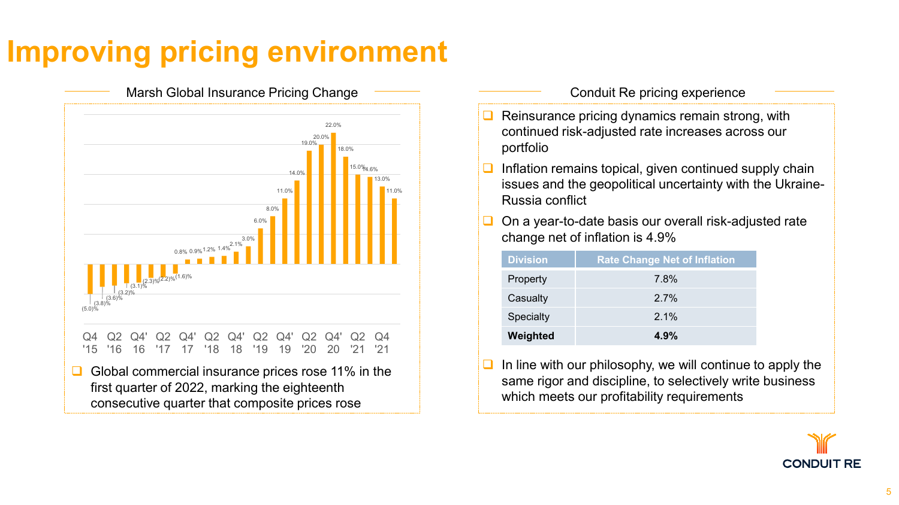# Improving pricing environment

## Marsh Global Insurance Pricing Change

| Quarter | Pricing Change |
|---|---|
| Q4 '15 | (5.0)% |
| | (3.8)% |
| Q2 '16 | (3.6)% |
| | (3.2)% |
| Q4' 16 | (3.1)% |
| | (2.3)% |
| Q2 '17 | (2.2)% |
| | (1.6)% |
| Q4' 17 | 0.8% |
| | 0.9% |
| Q2 '18 | 1.2% |
| | 1.4% |
| Q4' 18 | 2.1% |
| | 3.0% |
| Q2 '19 | 6.0% |
| | 8.0% |
| Q4' 19 | 11.0% |
| | 14.0% |
| Q2 '20 | 19.0% |
| | 20.0% |
| Q4' 20 | 22.0% |
| | 18.0% |
| Q2 '21 | 15.0% |
| | 14.6% |
| Q4 '21 | 13.0% |
| | 11.0% |

- Global commercial insurance prices rose 11% in the first quarter of 2022, marking the eighteenth consecutive quarter that composite prices rose

## Conduit Re pricing experience

- Reinsurance pricing dynamics remain strong, with continued risk-adjusted rate increases across our portfolio
- Inflation remains topical, given continued supply chain issues and the geopolitical uncertainty with the Ukraine-Russia conflict
- On a year-to-date basis our overall risk-adjusted rate change net of inflation is 4.9%

| Division | Rate Change Net of Inflation |
|---|---|
| Property | 7.8% |
| Casualty | 2.7% |
| Specialty | 2.1% |
| **Weighted** | **4.9%** |

- In line with our philosophy, we will continue to apply the same rigor and discipline, to selectively write business which meets our profitability requirements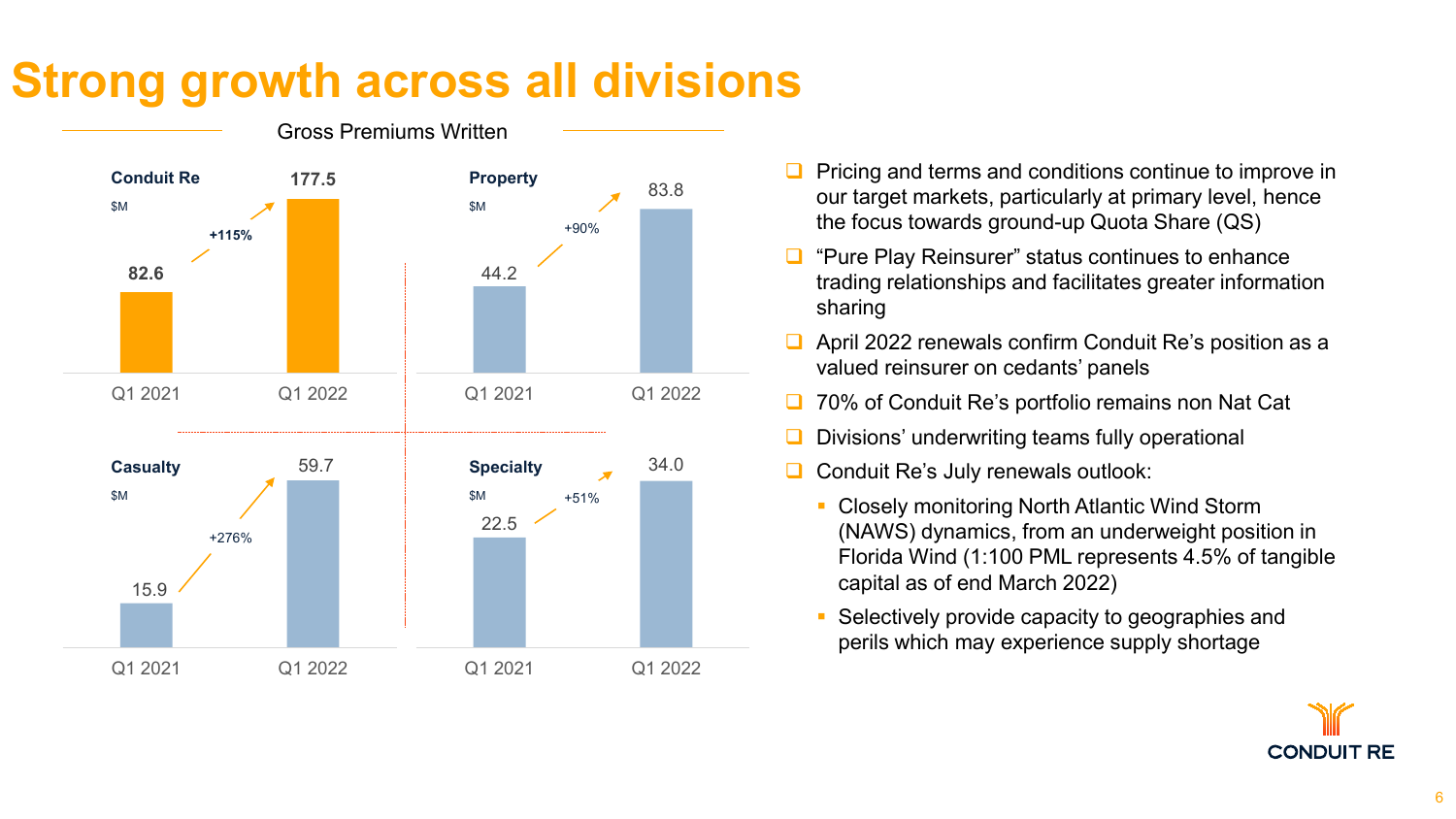# Strong growth across all divisions

**Gross Premiums Written**

| Division ($M) | Q1 2021 | Q1 2022 | Growth |
|---|---|---|---|
| Conduit Re | 82.6 | 177.5 | +115% |
| Property | 44.2 | 83.8 | +90% |
| Casualty | 15.9 | 59.7 | +276% |
| Specialty | 22.5 | 34.0 | +51% |

- Pricing and terms and conditions continue to improve in our target markets, particularly at primary level, hence the focus towards ground-up Quota Share (QS)
- "Pure Play Reinsurer" status continues to enhance trading relationships and facilitates greater information sharing
- April 2022 renewals confirm Conduit Re's position as a valued reinsurer on cedants' panels
- 70% of Conduit Re's portfolio remains non Nat Cat
- Divisions' underwriting teams fully operational
- Conduit Re's July renewals outlook:
  - Closely monitoring North Atlantic Wind Storm (NAWS) dynamics, from an underweight position in Florida Wind (1:100 PML represents 4.5% of tangible capital as of end March 2022)
  - Selectively provide capacity to geographies and perils which may experience supply shortage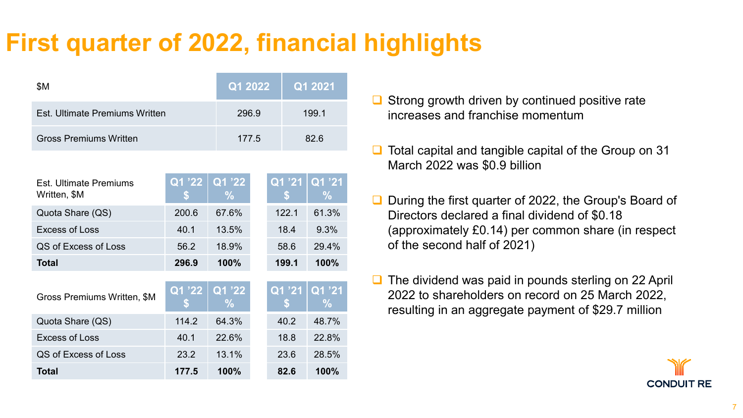# First quarter of 2022, financial highlights

| $M | Q1 2022 | Q1 2021 |
|---|---|---|
| Est. Ultimate Premiums Written | 296.9 | 199.1 |
| Gross Premiums Written | 177.5 | 82.6 |

| Est. Ultimate Premiums Written, $M | Q1 '22 $ | Q1 '22 % | Q1 '21 $ | Q1 '21 % |
|---|---|---|---|---|
| Quota Share (QS) | 200.6 | 67.6% | 122.1 | 61.3% |
| Excess of Loss | 40.1 | 13.5% | 18.4 | 9.3% |
| QS of Excess of Loss | 56.2 | 18.9% | 58.6 | 29.4% |
| **Total** | **296.9** | **100%** | **199.1** | **100%** |

| Gross Premiums Written, $M | Q1 '22 $ | Q1 '22 % | Q1 '21 $ | Q1 '21 % |
|---|---|---|---|---|
| Quota Share (QS) | 114.2 | 64.3% | 40.2 | 48.7% |
| Excess of Loss | 40.1 | 22.6% | 18.8 | 22.8% |
| QS of Excess of Loss | 23.2 | 13.1% | 23.6 | 28.5% |
| **Total** | **177.5** | **100%** | **82.6** | **100%** |

- Strong growth driven by continued positive rate increases and franchise momentum
- Total capital and tangible capital of the Group on 31 March 2022 was $0.9 billion
- During the first quarter of 2022, the Group's Board of Directors declared a final dividend of $0.18 (approximately £0.14) per common share (in respect of the second half of 2021)
- The dividend was paid in pounds sterling on 22 April 2022 to shareholders on record on 25 March 2022, resulting in an aggregate payment of $29.7 million

CONDUIT RE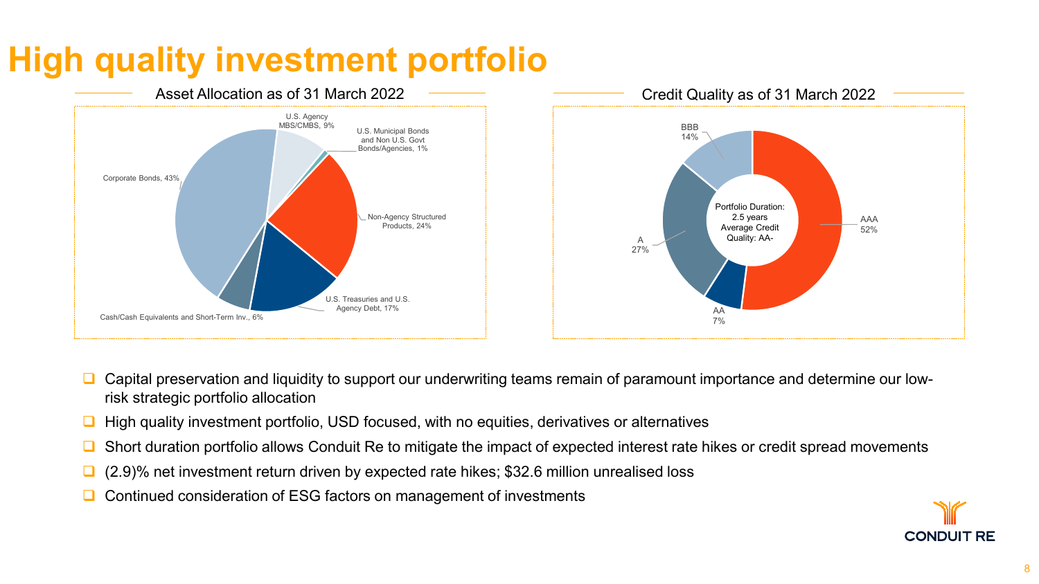# High quality investment portfolio

## Asset Allocation as of 31 March 2022

- Corporate Bonds, 43%
- U.S. Agency MBS/CMBS, 9%
- U.S. Municipal Bonds and Non U.S. Govt Bonds/Agencies, 1%
- Non-Agency Structured Products, 24%
- U.S. Treasuries and U.S. Agency Debt, 17%
- Cash/Cash Equivalents and Short-Term Inv., 6%

## Credit Quality as of 31 March 2022

- AAA 52%
- AA 7%
- A 27%
- BBB 14%

Portfolio Duration: 2.5 years
Average Credit Quality: AA-

- Capital preservation and liquidity to support our underwriting teams remain of paramount importance and determine our low-risk strategic portfolio allocation
- High quality investment portfolio, USD focused, with no equities, derivatives or alternatives
- Short duration portfolio allows Conduit Re to mitigate the impact of expected interest rate hikes or credit spread movements
- (2.9)% net investment return driven by expected rate hikes; $32.6 million unrealised loss
- Continued consideration of ESG factors on management of investments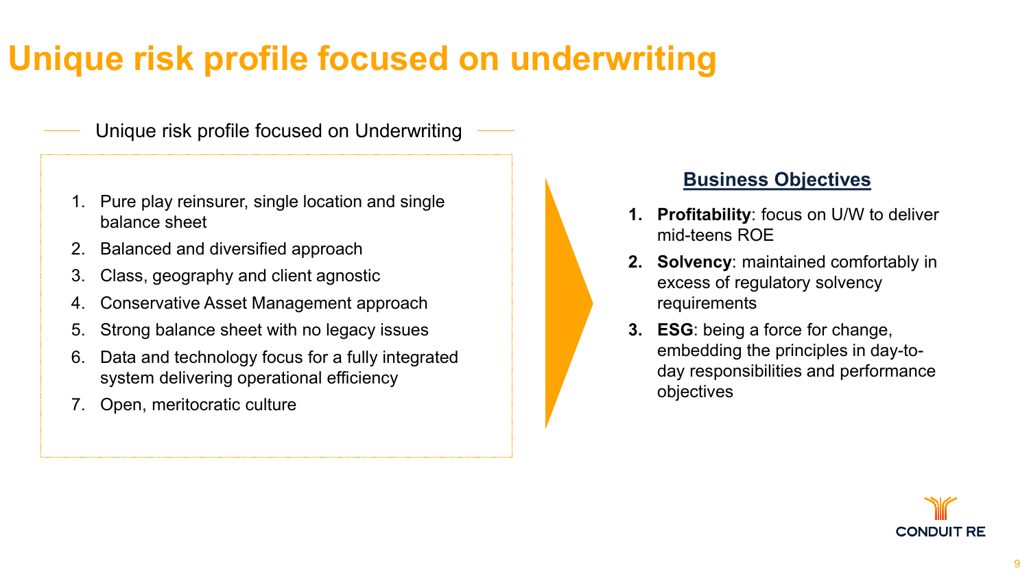# Unique risk profile focused on underwriting

## Unique risk profile focused on Underwriting

1. Pure play reinsurer, single location and single balance sheet
2. Balanced and diversified approach
3. Class, geography and client agnostic
4. Conservative Asset Management approach
5. Strong balance sheet with no legacy issues
6. Data and technology focus for a fully integrated system delivering operational efficiency
7. Open, meritocratic culture

## Business Objectives

1. **Profitability**: focus on U/W to deliver mid-teens ROE
2. **Solvency**: maintained comfortably in excess of regulatory solvency requirements
3. **ESG**: being a force for change, embedding the principles in day-to-day responsibilities and performance objectives

CONDUIT RE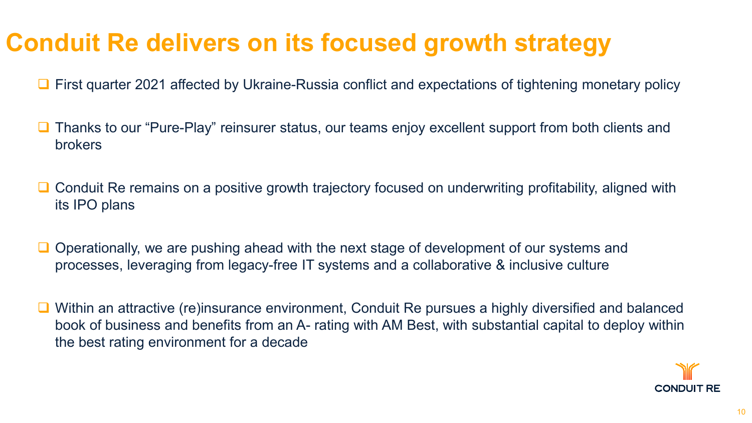# Conduit Re delivers on its focused growth strategy

- First quarter 2021 affected by Ukraine-Russia conflict and expectations of tightening monetary policy
- Thanks to our "Pure-Play" reinsurer status, our teams enjoy excellent support from both clients and brokers
- Conduit Re remains on a positive growth trajectory focused on underwriting profitability, aligned with its IPO plans
- Operationally, we are pushing ahead with the next stage of development of our systems and processes, leveraging from legacy-free IT systems and a collaborative & inclusive culture
- Within an attractive (re)insurance environment, Conduit Re pursues a highly diversified and balanced book of business and benefits from an A- rating with AM Best, with substantial capital to deploy within the best rating environment for a decade

CONDUIT RE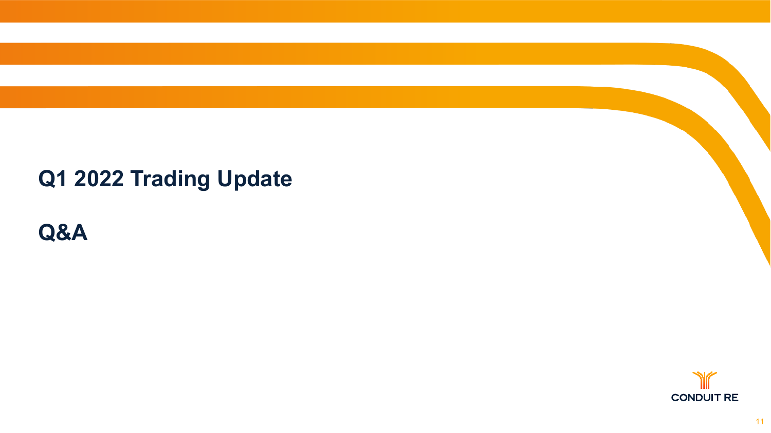# Q1 2022 Trading Update

# Q&A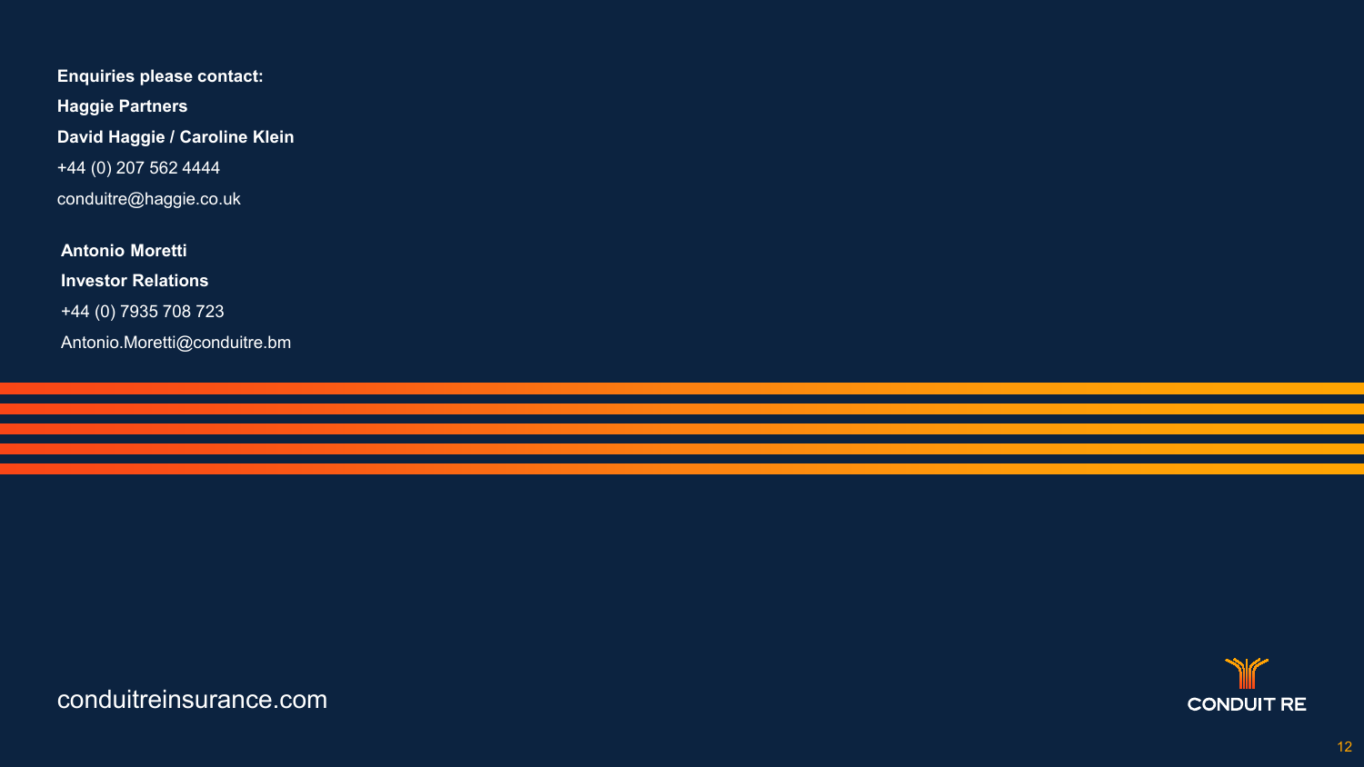**Enquiries please contact:**

**Haggie Partners**

**David Haggie / Caroline Klein**

+44 (0) 207 562 4444

conduitre@haggie.co.uk

**Antonio Moretti**

**Investor Relations**

+44 (0) 7935 708 723

Antonio.Moretti@conduitre.bm

conduitreinsurance.com

CONDUIT RE